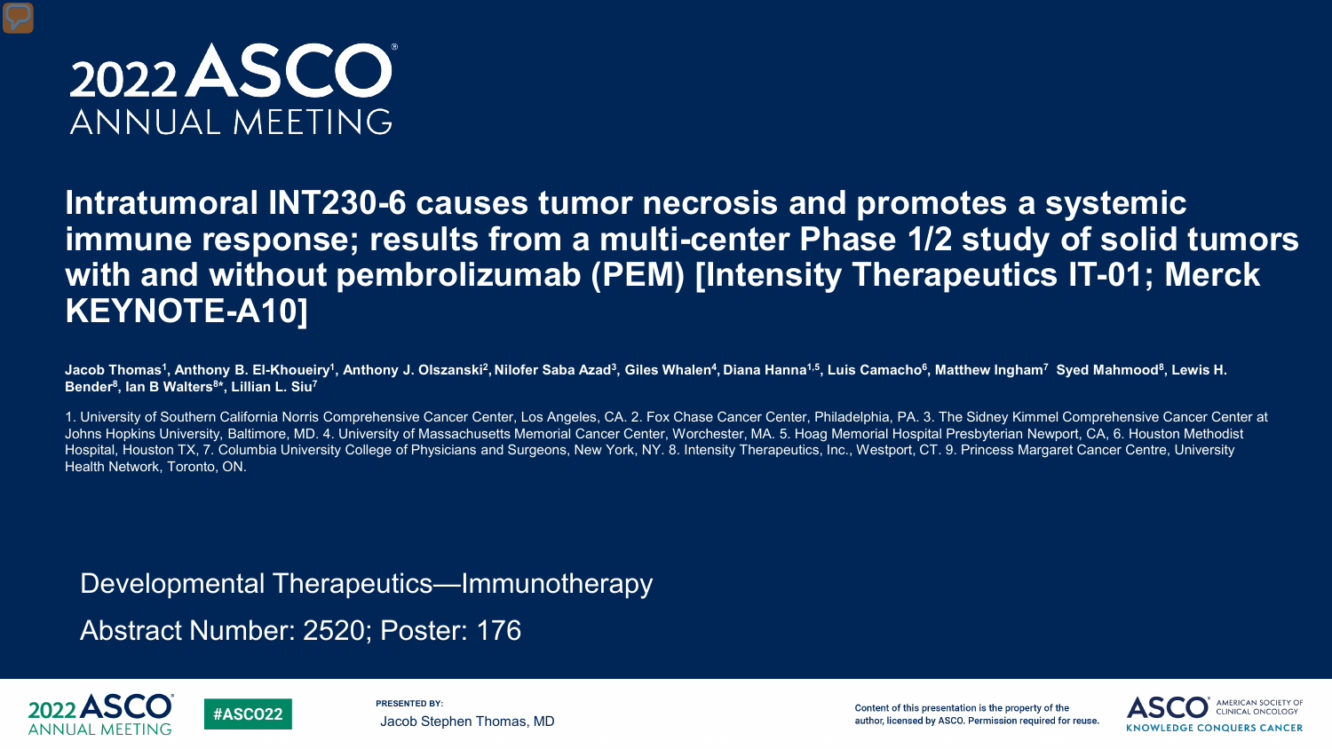# 2022 ASCO ANNUAL MEETING

## Intratumoral INT230-6 causes tumor necrosis and promotes a systemic immune response; results from a multi-center Phase 1/2 study of solid tumors with and without pembrolizumab (PEM) [Intensity Therapeutics IT-01; Merck KEYNOTE-A10]

**Jacob Thomas[1], Anthony B. El-Khoueiry[1], Anthony J. Olszanski[2], Nilofer Saba Azad[3], Giles Whalen[4], Diana Hanna[1,5], Luis Camacho[6], Matthew Ingham[7] Syed Mahmood[8], Lewis H. Bender[8], Ian B Walters[8*], Lillian L. Siu[7]**

1. University of Southern California Norris Comprehensive Cancer Center, Los Angeles, CA. 2. Fox Chase Cancer Center, Philadelphia, PA. 3. The Sidney Kimmel Comprehensive Cancer Center at Johns Hopkins University, Baltimore, MD. 4. University of Massachusetts Memorial Cancer Center, Worchester, MA. 5. Hoag Memorial Hospital Presbyterian Newport, CA, 6. Houston Methodist Hospital, Houston TX, 7. Columbia University College of Physicians and Surgeons, New York, NY. 8. Intensity Therapeutics, Inc., Westport, CT. 9. Princess Margaret Cancer Centre, University Health Network, Toronto, ON.

Developmental Therapeutics—Immunotherapy

Abstract Number: 2520; Poster: 176

PRESENTED BY: Jacob Stephen Thomas, MD

Content of this presentation is the property of the author, licensed by ASCO. Permission required for reuse.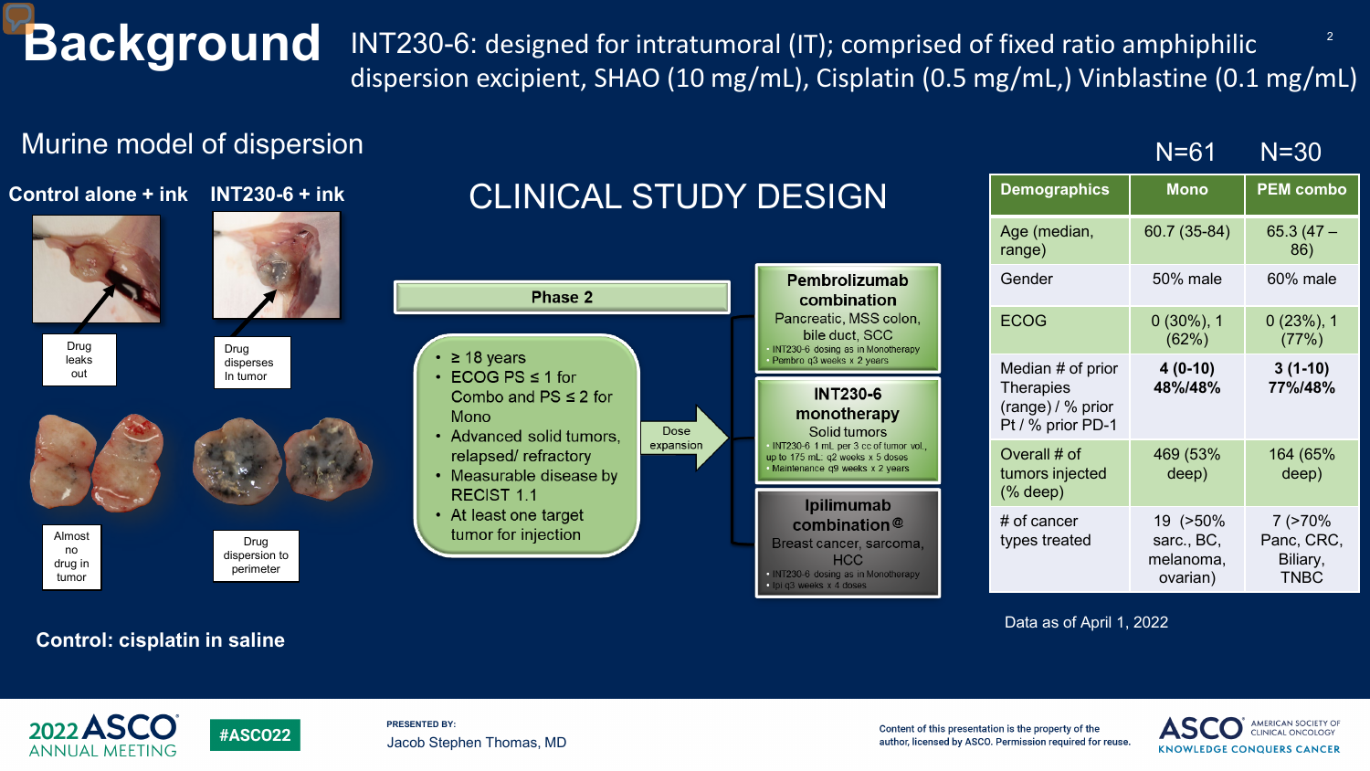# Background

INT230-6: designed for intratumoral (IT); comprised of fixed ratio amphiphilic dispersion excipient, SHAO (10 mg/mL), Cisplatin (0.5 mg/mL,) Vinblastine (0.1 mg/mL)

## Murine model of dispersion

**Control alone + ink** — Drug leaks out; Almost no drug in tumor

**INT230-6 + ink** — Drug disperses In tumor; Drug dispersion to perimeter

**Control: cisplatin in saline**

## CLINICAL STUDY DESIGN

**Phase 2**

- ≥ 18 years
- ECOG PS ≤ 1 for Combo and PS ≤ 2 for Mono
- Advanced solid tumors, relapsed/ refractory
- Measurable disease by RECIST 1.1
- At least one target tumor for injection

Dose expansion →

**Pembrolizumab combination**
Pancreatic, MSS colon, bile duct, SCC
- INT230-6 dosing as in Monotherapy
- Pembro q3 weeks x 2 years

**INT230-6 monotherapy**
Solid tumors
- INT230-6 1 mL per 3 cc of tumor vol., up to 175 mL: q2 weeks x 5 doses
- Maintenance q9 weeks x 2 years

**Ipilimumab combination®**
Breast cancer, sarcoma, HCC
- INT230-6 dosing as in Monotherapy
- Ipi q3 weeks x 4 doses

| Demographics | Mono (N=61) | PEM combo (N=30) |
|---|---|---|
| Age (median, range) | 60.7 (35-84) | 65.3 (47 – 86) |
| Gender | 50% male | 60% male |
| ECOG | 0 (30%), 1 (62%) | 0 (23%), 1 (77%) |
| Median # of prior Therapies (range) / % prior Pt / % prior PD-1 | **4 (0-10) 48%/48%** | **3 (1-10) 77%/48%** |
| Overall # of tumors injected (% deep) | 469 (53% deep) | 164 (65% deep) |
| # of cancer types treated | 19 (>50% sarc., BC, melanoma, ovarian) | 7 (>70% Panc, CRC, Biliary, TNBC |

Data as of April 1, 2022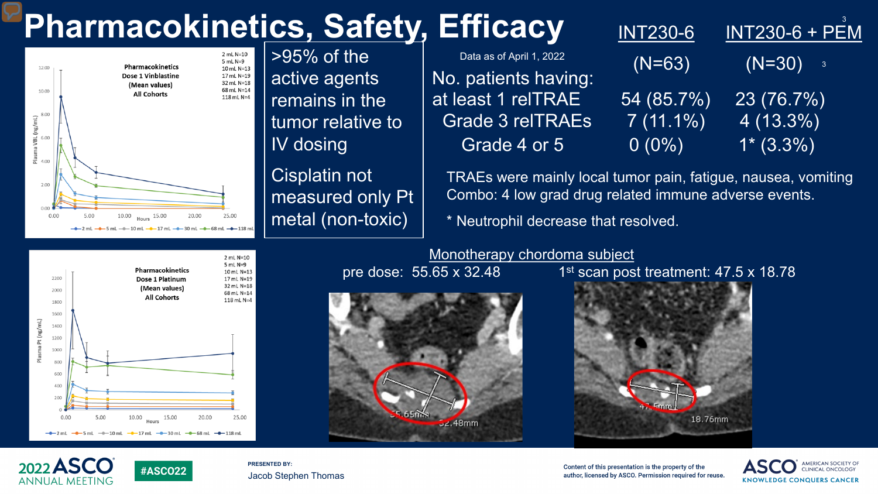# Pharmacokinetics, Safety, Efficacy

>95% of the active agents remains in the tumor relative to IV dosing

Cisplatin not measured only Pt metal (non-toxic)

**Pharmacokinetics Dose 1 Vinblastine (Mean values) All Cohorts**

2 mL N=10, 5 mL N=9, 10 mL N=13, 17 mL N=19, 32 mL N=18, 68 mL N=14, 118 mL N=4

**Pharmacokinetics Dose 1 Platinum (Mean values) All Cohorts**

2 mL N=10, 5 mL N=9, 10 mL N=13, 17 mL N=19, 32 mL N=18, 68 mL N=14, 118 mL N=4

Data as of April 1, 2022

| No. patients having: | INT230-6 (N=63) | INT230-6 + PEM (N=30) [3] |
|---|---|---|
| at least 1 relTRAE | 54 (85.7%) | 23 (76.7%) |
| Grade 3 relTRAEs | 7 (11.1%) | 4 (13.3%) |
| Grade 4 or 5 | 0 (0%) | 1* (3.3%) |

TRAEs were mainly local tumor pain, fatigue, nausea, vomiting
Combo: 4 low grad drug related immune adverse events.

\* Neutrophil decrease that resolved.

## Monotherapy chordoma subject

pre dose: 55.65 x 32.48

1st scan post treatment: 47.5 x 18.78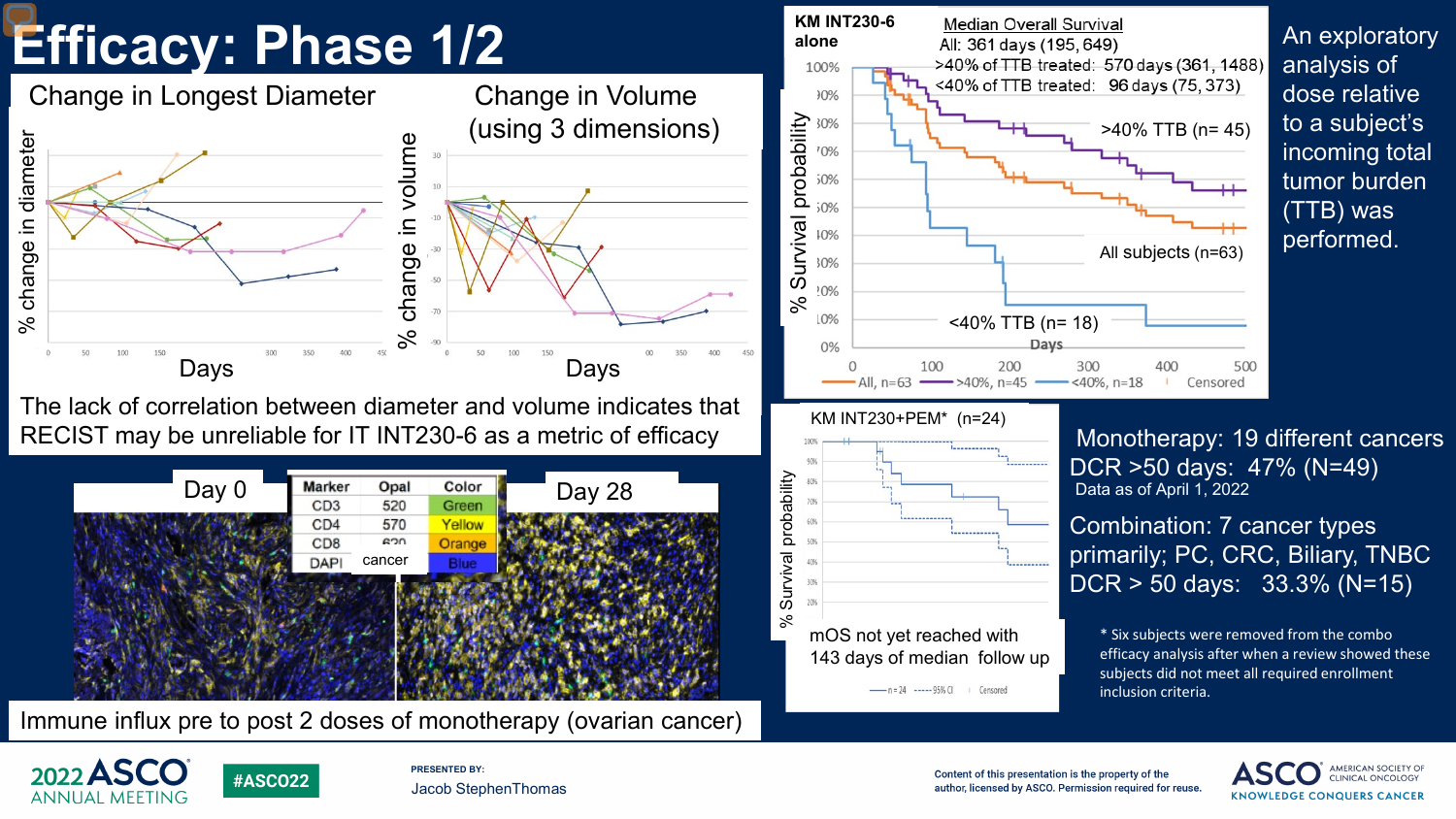# Efficacy: Phase 1/2

## Change in Longest Diameter

% change in diameter

Days

## Change in Volume (using 3 dimensions)

% change in volume

Days

The lack of correlation between diameter and volume indicates that RECIST may be unreliable for IT INT230-6 as a metric of efficacy

Day 0

| Marker | Opal | Color |
|---|---|---|
| CD3 | 520 | Green |
| CD4 | 570 | Yellow |
| CD8 | 620 | Orange |
| DAPI | cancer | Blue |

Day 28

Immune influx pre to post 2 doses of monotherapy (ovarian cancer)

## KM INT230-6 alone

Median Overall Survival
- All: 361 days (195, 649)
- >40% of TTB treated: 570 days (361, 1488)
- <40% of TTB treated: 96 days (75, 373)

>40% TTB (n= 45)

All subjects (n=63)

<40% TTB (n= 18)

% Survival probability

Days

All, n=63 | >40%, n=45 | <40%, n=18 | Censored

An exploratory analysis of dose relative to a subject's incoming total tumor burden (TTB) was performed.

## KM INT230+PEM* (n=24)

% Survival probability

mOS not yet reached with 143 days of median follow up

n=24 | 95% CI | Censored

Monotherapy: 19 different cancers
DCR >50 days: 47% (N=49)
Data as of April 1, 2022

Combination: 7 cancer types primarily; PC, CRC, Biliary, TNBC
DCR > 50 days: 33.3% (N=15)

\* Six subjects were removed from the combo efficacy analysis after when a review showed these subjects did not meet all required enrollment inclusion criteria.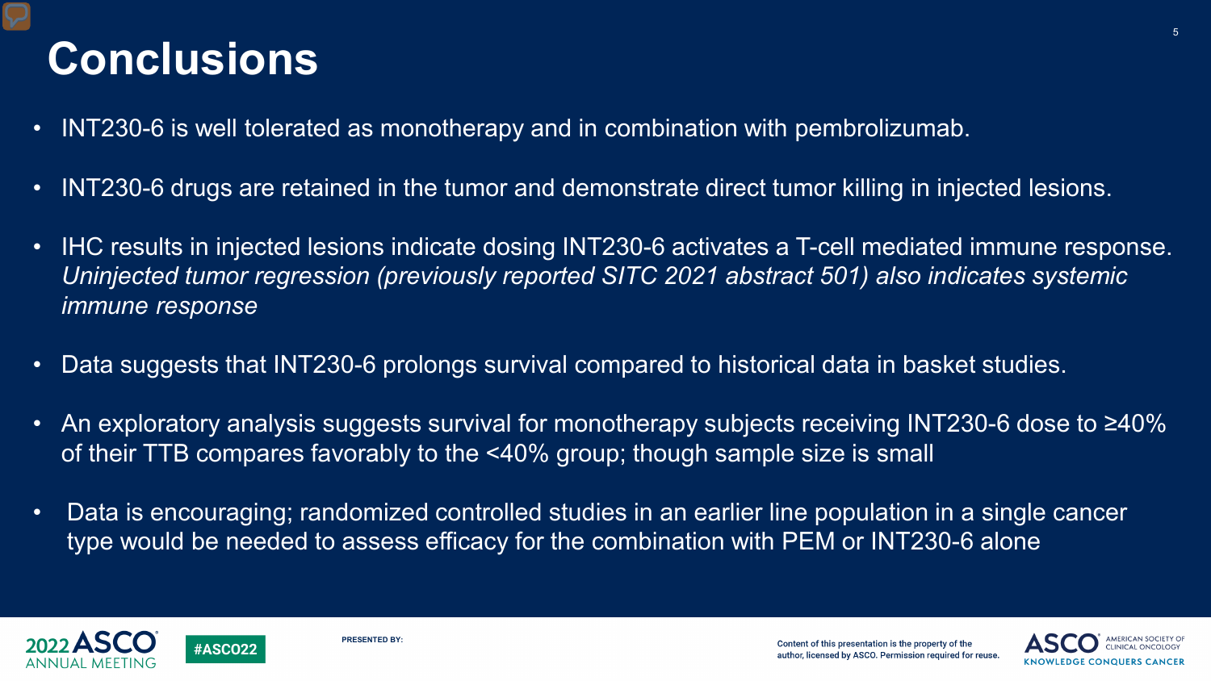# Conclusions

- INT230-6 is well tolerated as monotherapy and in combination with pembrolizumab.
- INT230-6 drugs are retained in the tumor and demonstrate direct tumor killing in injected lesions.
- IHC results in injected lesions indicate dosing INT230-6 activates a T-cell mediated immune response. *Uninjected tumor regression (previously reported SITC 2021 abstract 501) also indicates systemic immune response*
- Data suggests that INT230-6 prolongs survival compared to historical data in basket studies.
- An exploratory analysis suggests survival for monotherapy subjects receiving INT230-6 dose to ≥40% of their TTB compares favorably to the <40% group; though sample size is small
- Data is encouraging; randomized controlled studies in an earlier line population in a single cancer type would be needed to assess efficacy for the combination with PEM or INT230-6 alone